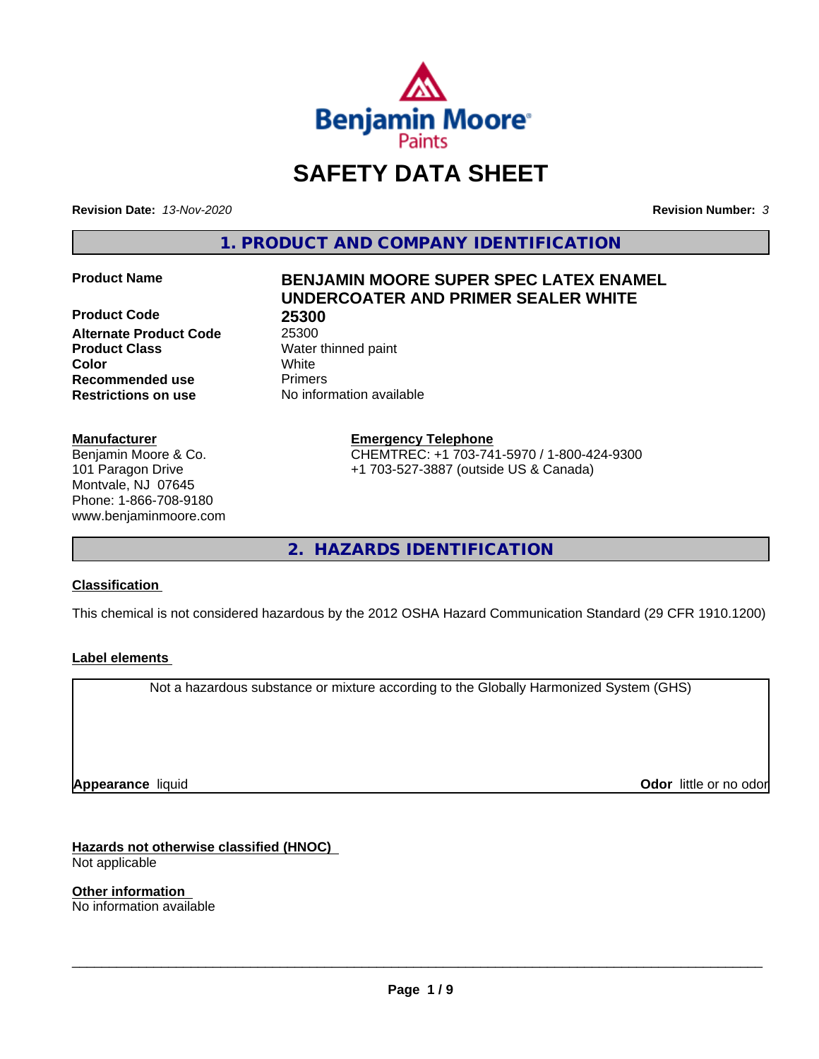# SAFETY DATA SHEET

**Revision Date:** *13-Nov-2020* **Revision Number:** *3*

## 1. PRODUCT AND COMPANY IDENTIFICATION

| | |
|---|---|
| **Product Name** | **BENJAMIN MOORE SUPER SPEC LATEX ENAMEL UNDERCOATER AND PRIMER SEALER WHITE** |
| **Product Code** | **25300** |
| **Alternate Product Code** | 25300 |
| **Product Class** | Water thinned paint |
| **Color** | White |
| **Recommended use** | Primers |
| **Restrictions on use** | No information available |

**Manufacturer**
Benjamin Moore & Co.
101 Paragon Drive
Montvale, NJ 07645
Phone: 1-866-708-9180
www.benjaminmoore.com

**Emergency Telephone**
CHEMTREC: +1 703-741-5970 / 1-800-424-9300
+1 703-527-3887 (outside US & Canada)

## 2. HAZARDS IDENTIFICATION

**Classification**

This chemical is not considered hazardous by the 2012 OSHA Hazard Communication Standard (29 CFR 1910.1200)

**Label elements**

Not a hazardous substance or mixture according to the Globally Harmonized System (GHS)

**Appearance** liquid **Odor** little or no odor

**Hazards not otherwise classified (HNOC)**
Not applicable

**Other information**
No information available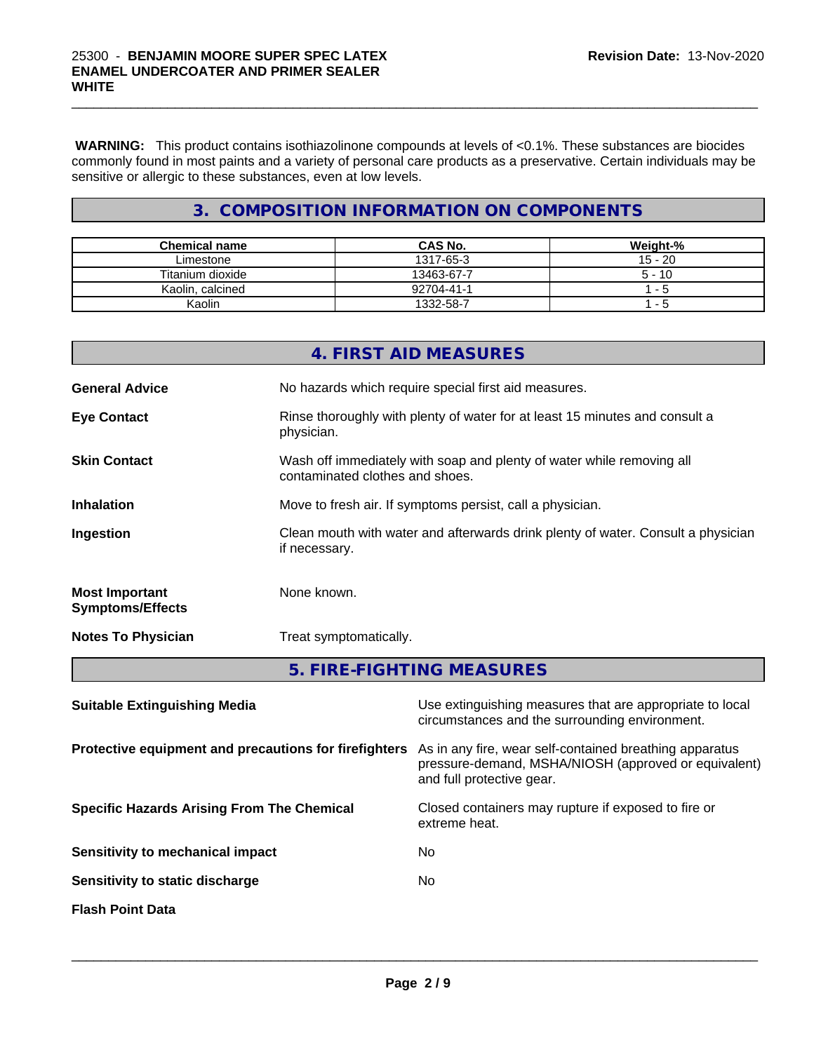**WARNING:** This product contains isothiazolinone compounds at levels of <0.1%. These substances are biocides commonly found in most paints and a variety of personal care products as a preservative. Certain individuals may be sensitive or allergic to these substances, even at low levels.

## 3. COMPOSITION INFORMATION ON COMPONENTS

| Chemical name | CAS No. | Weight-% |
|---|---|---|
| Limestone | 1317-65-3 | 15 - 20 |
| Titanium dioxide | 13463-67-7 | 5 - 10 |
| Kaolin, calcined | 92704-41-1 | 1 - 5 |
| Kaolin | 1332-58-7 | 1 - 5 |

## 4. FIRST AID MEASURES

**General Advice**: No hazards which require special first aid measures.

**Eye Contact**: Rinse thoroughly with plenty of water for at least 15 minutes and consult a physician.

**Skin Contact**: Wash off immediately with soap and plenty of water while removing all contaminated clothes and shoes.

**Inhalation**: Move to fresh air. If symptoms persist, call a physician.

**Ingestion**: Clean mouth with water and afterwards drink plenty of water. Consult a physician if necessary.

**Most Important Symptoms/Effects**: None known.

**Notes To Physician**: Treat symptomatically.

## 5. FIRE-FIGHTING MEASURES

**Suitable Extinguishing Media**: Use extinguishing measures that are appropriate to local circumstances and the surrounding environment.

**Protective equipment and precautions for firefighters**: As in any fire, wear self-contained breathing apparatus pressure-demand, MSHA/NIOSH (approved or equivalent) and full protective gear.

**Specific Hazards Arising From The Chemical**: Closed containers may rupture if exposed to fire or extreme heat.

**Sensitivity to mechanical impact**: No

**Sensitivity to static discharge**: No

**Flash Point Data**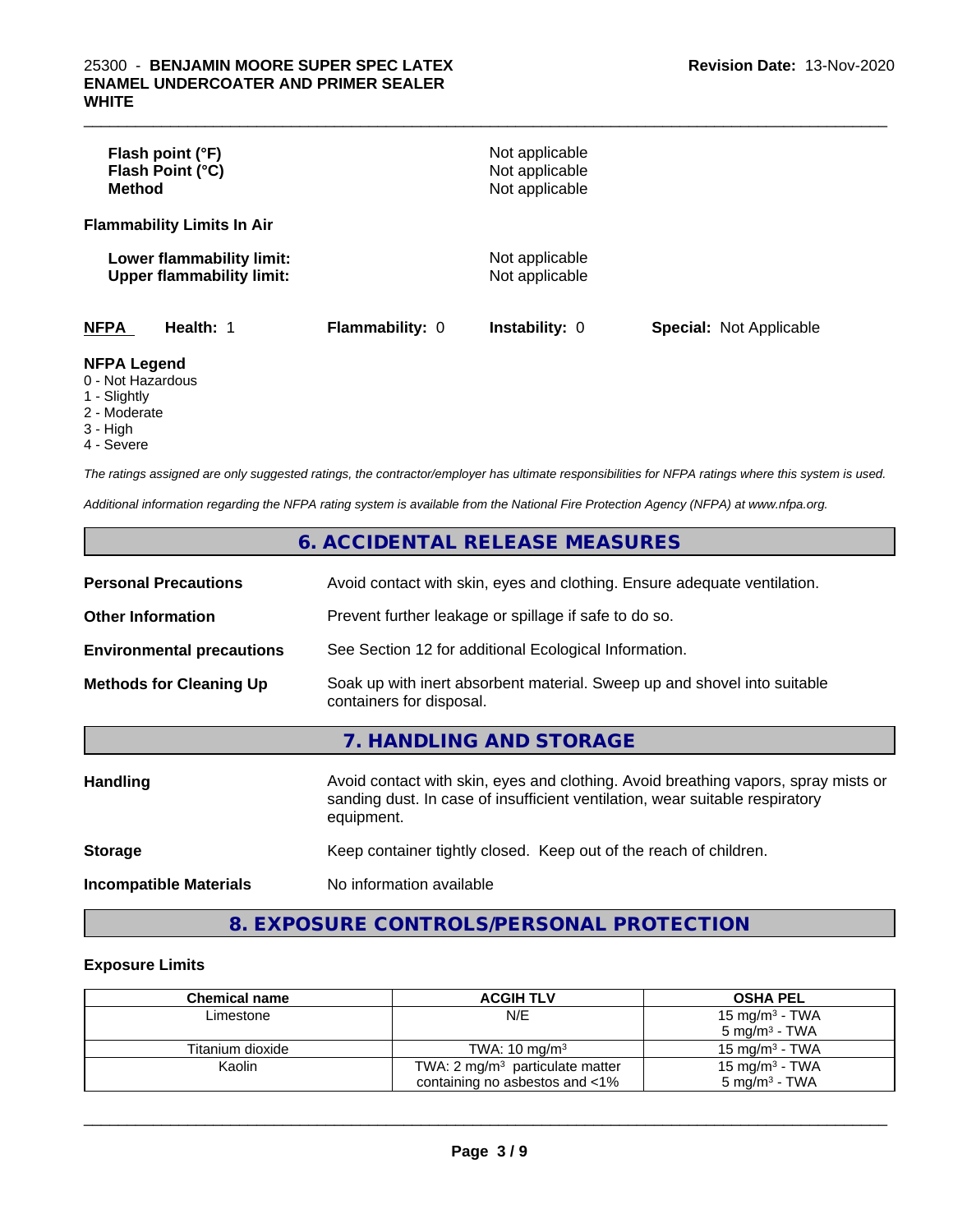| | |
|---|---|
| **Flash point (°F)** | Not applicable |
| **Flash Point (°C)** | Not applicable |
| **Method** | Not applicable |

**Flammability Limits In Air**

| | |
|---|---|
| **Lower flammability limit:** | Not applicable |
| **Upper flammability limit:** | Not applicable |

| **NFPA** | **Health:** 1 | **Flammability:** 0 | **Instability:** 0 | **Special:** Not Applicable |
|---|---|---|---|---|

**NFPA Legend**
0 - Not Hazardous
1 - Slightly
2 - Moderate
3 - High
4 - Severe

*The ratings assigned are only suggested ratings, the contractor/employer has ultimate responsibilities for NFPA ratings where this system is used.*

*Additional information regarding the NFPA rating system is available from the National Fire Protection Agency (NFPA) at www.nfpa.org.*

## 6. ACCIDENTAL RELEASE MEASURES

| | |
|---|---|
| **Personal Precautions** | Avoid contact with skin, eyes and clothing. Ensure adequate ventilation. |
| **Other Information** | Prevent further leakage or spillage if safe to do so. |
| **Environmental precautions** | See Section 12 for additional Ecological Information. |
| **Methods for Cleaning Up** | Soak up with inert absorbent material. Sweep up and shovel into suitable containers for disposal. |

## 7. HANDLING AND STORAGE

| | |
|---|---|
| **Handling** | Avoid contact with skin, eyes and clothing. Avoid breathing vapors, spray mists or sanding dust. In case of insufficient ventilation, wear suitable respiratory equipment. |
| **Storage** | Keep container tightly closed. Keep out of the reach of children. |
| **Incompatible Materials** | No information available |

## 8. EXPOSURE CONTROLS/PERSONAL PROTECTION

### Exposure Limits

| Chemical name | ACGIH TLV | OSHA PEL |
|---|---|---|
| Limestone | N/E | 15 mg/m³ - TWA<br>5 mg/m³ - TWA |
| Titanium dioxide | TWA: 10 mg/m³ | 15 mg/m³ - TWA |
| Kaolin | TWA: 2 mg/m³ particulate matter containing no asbestos and <1% | 15 mg/m³ - TWA<br>5 mg/m³ - TWA |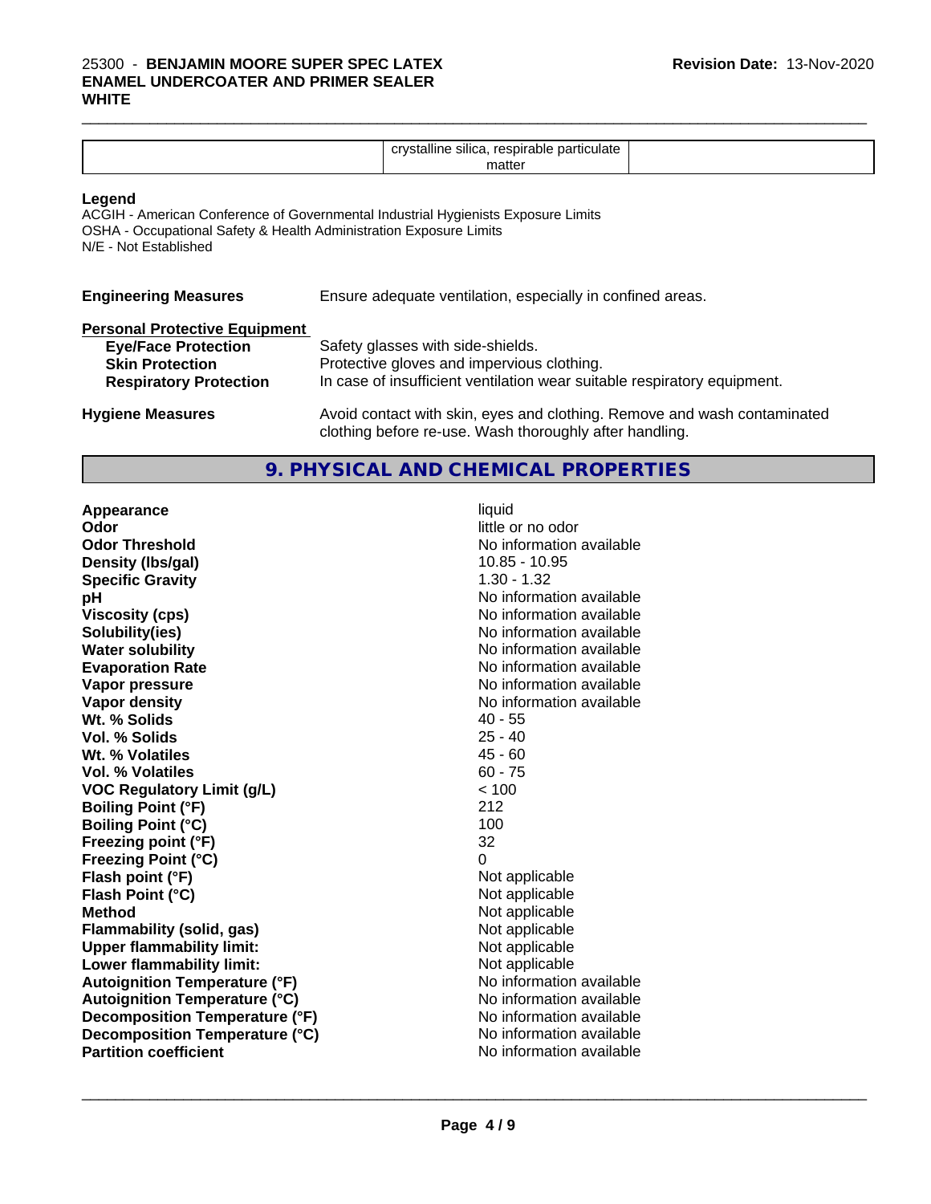| | crystalline silica, respirable particulate matter | |
|---|---|---|

**Legend**

ACGIH - American Conference of Governmental Industrial Hygienists Exposure Limits
OSHA - Occupational Safety & Health Administration Exposure Limits
N/E - Not Established

**Engineering Measures** Ensure adequate ventilation, especially in confined areas.

**Personal Protective Equipment**

| | |
|---|---|
| **Eye/Face Protection** | Safety glasses with side-shields. |
| **Skin Protection** | Protective gloves and impervious clothing. |
| **Respiratory Protection** | In case of insufficient ventilation wear suitable respiratory equipment. |

**Hygiene Measures** Avoid contact with skin, eyes and clothing. Remove and wash contaminated clothing before re-use. Wash thoroughly after handling.

## 9. PHYSICAL AND CHEMICAL PROPERTIES

| | |
|---|---|
| **Appearance** | liquid |
| **Odor** | little or no odor |
| **Odor Threshold** | No information available |
| **Density (lbs/gal)** | 10.85 - 10.95 |
| **Specific Gravity** | 1.30 - 1.32 |
| **pH** | No information available |
| **Viscosity (cps)** | No information available |
| **Solubility(ies)** | No information available |
| **Water solubility** | No information available |
| **Evaporation Rate** | No information available |
| **Vapor pressure** | No information available |
| **Vapor density** | No information available |
| **Wt. % Solids** | 40 - 55 |
| **Vol. % Solids** | 25 - 40 |
| **Wt. % Volatiles** | 45 - 60 |
| **Vol. % Volatiles** | 60 - 75 |
| **VOC Regulatory Limit (g/L)** | < 100 |
| **Boiling Point (°F)** | 212 |
| **Boiling Point (°C)** | 100 |
| **Freezing point (°F)** | 32 |
| **Freezing Point (°C)** | 0 |
| **Flash point (°F)** | Not applicable |
| **Flash Point (°C)** | Not applicable |
| **Method** | Not applicable |
| **Flammability (solid, gas)** | Not applicable |
| **Upper flammability limit:** | Not applicable |
| **Lower flammability limit:** | Not applicable |
| **Autoignition Temperature (°F)** | No information available |
| **Autoignition Temperature (°C)** | No information available |
| **Decomposition Temperature (°F)** | No information available |
| **Decomposition Temperature (°C)** | No information available |
| **Partition coefficient** | No information available |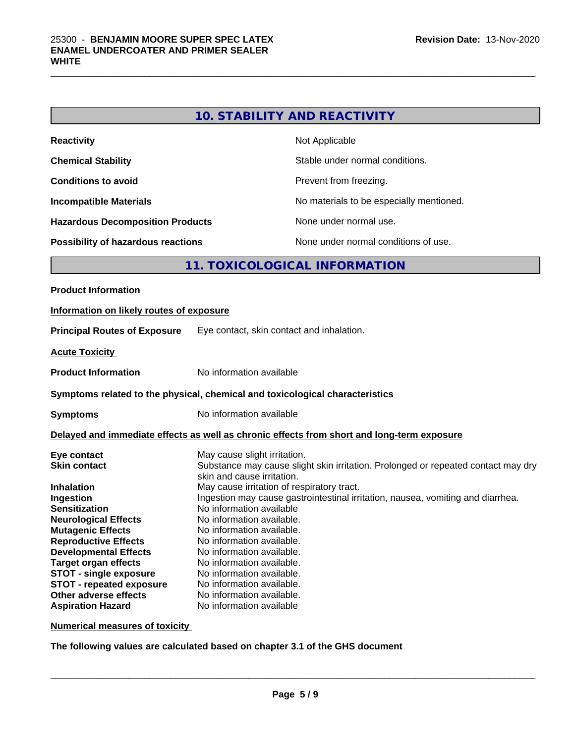## 10. STABILITY AND REACTIVITY

| | |
|---|---|
| **Reactivity** | Not Applicable |
| **Chemical Stability** | Stable under normal conditions. |
| **Conditions to avoid** | Prevent from freezing. |
| **Incompatible Materials** | No materials to be especially mentioned. |
| **Hazardous Decomposition Products** | None under normal use. |
| **Possibility of hazardous reactions** | None under normal conditions of use. |

## 11. TOXICOLOGICAL INFORMATION

**Product Information**

**Information on likely routes of exposure**

**Principal Routes of Exposure** Eye contact, skin contact and inhalation.

**Acute Toxicity**

**Product Information** No information available

**Symptoms related to the physical, chemical and toxicological characteristics**

**Symptoms** No information available

**Delayed and immediate effects as well as chronic effects from short and long-term exposure**

| | |
|---|---|
| **Eye contact** | May cause slight irritation. |
| **Skin contact** | Substance may cause slight skin irritation. Prolonged or repeated contact may dry skin and cause irritation. |
| **Inhalation** | May cause irritation of respiratory tract. |
| **Ingestion** | Ingestion may cause gastrointestinal irritation, nausea, vomiting and diarrhea. |
| **Sensitization** | No information available |
| **Neurological Effects** | No information available. |
| **Mutagenic Effects** | No information available. |
| **Reproductive Effects** | No information available. |
| **Developmental Effects** | No information available. |
| **Target organ effects** | No information available. |
| **STOT - single exposure** | No information available. |
| **STOT - repeated exposure** | No information available. |
| **Other adverse effects** | No information available. |
| **Aspiration Hazard** | No information available |

**Numerical measures of toxicity**

**The following values are calculated based on chapter 3.1 of the GHS document**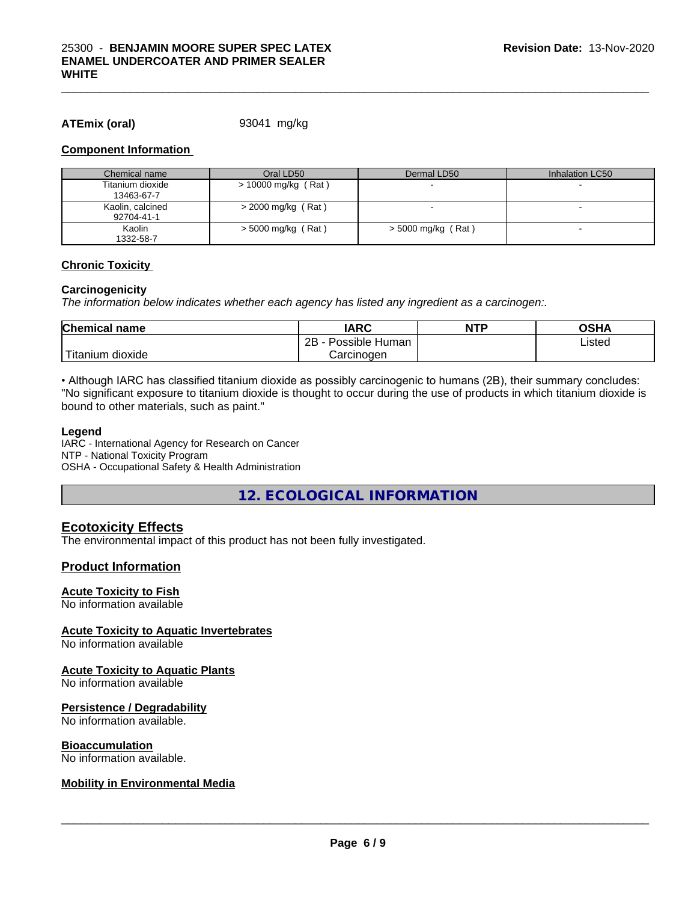**ATEmix (oral)** 93041 mg/kg

### Component Information

| Chemical name | Oral LD50 | Dermal LD50 | Inhalation LC50 |
|---|---|---|---|
| Titanium dioxide<br>13463-67-7 | > 10000 mg/kg ( Rat ) | - | - |
| Kaolin, calcined<br>92704-41-1 | > 2000 mg/kg ( Rat ) | - | - |
| Kaolin<br>1332-58-7 | > 5000 mg/kg ( Rat ) | > 5000 mg/kg ( Rat ) | - |

### Chronic Toxicity

**Carcinogenicity**

*The information below indicates whether each agency has listed any ingredient as a carcinogen:.*

| Chemical name | IARC | NTP | OSHA |
|---|---|---|---|
| Titanium dioxide | 2B - Possible Human Carcinogen | | Listed |

• Although IARC has classified titanium dioxide as possibly carcinogenic to humans (2B), their summary concludes: "No significant exposure to titanium dioxide is thought to occur during the use of products in which titanium dioxide is bound to other materials, such as paint."

**Legend**

IARC - International Agency for Research on Cancer
NTP - National Toxicity Program
OSHA - Occupational Safety & Health Administration

## 12. ECOLOGICAL INFORMATION

### Ecotoxicity Effects

The environmental impact of this product has not been fully investigated.

### Product Information

**Acute Toxicity to Fish**

No information available

**Acute Toxicity to Aquatic Invertebrates**

No information available

**Acute Toxicity to Aquatic Plants**

No information available

**Persistence / Degradability**

No information available.

**Bioaccumulation**

No information available.

**Mobility in Environmental Media**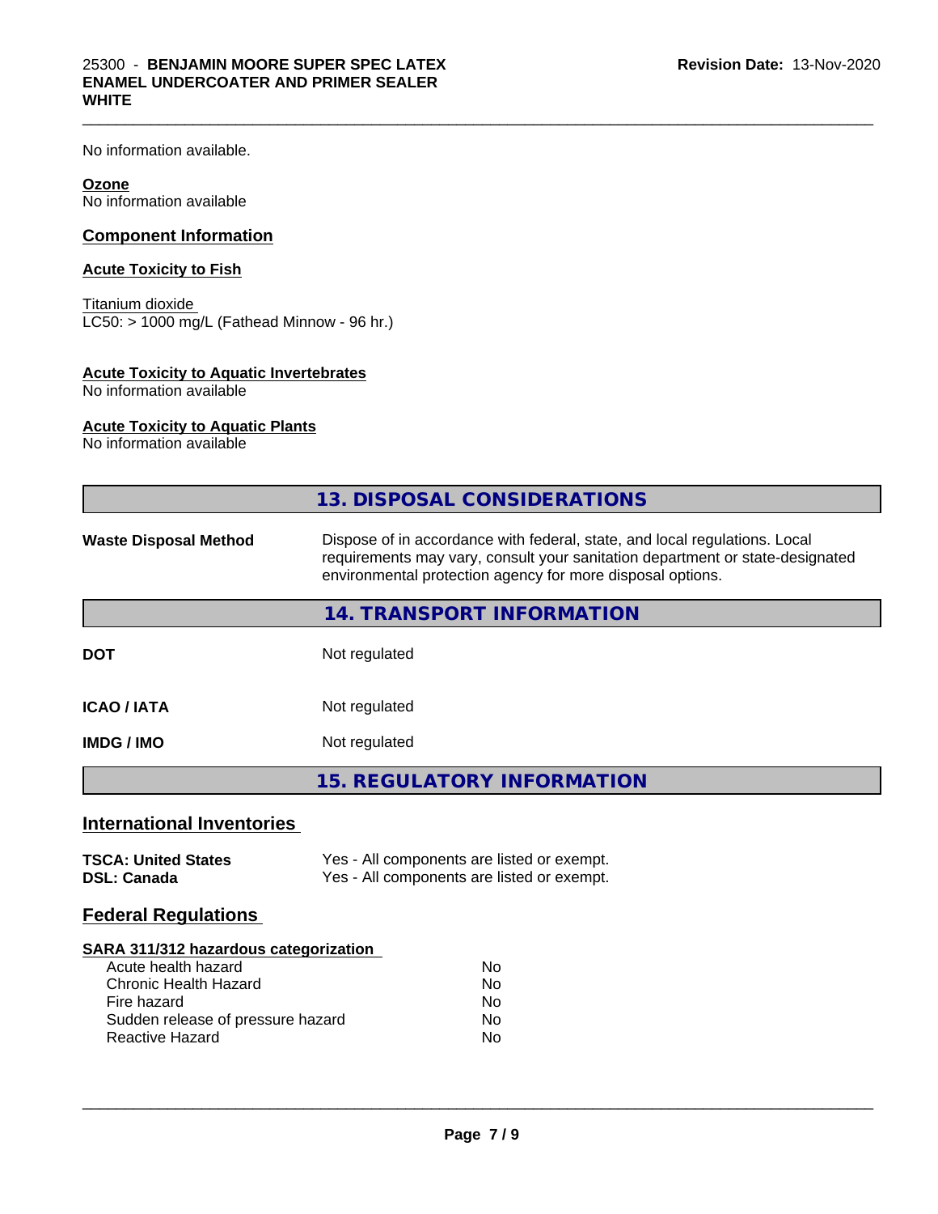No information available.

**Ozone**
No information available

## Component Information

**Acute Toxicity to Fish**

Titanium dioxide
LC50: > 1000 mg/L (Fathead Minnow - 96 hr.)

**Acute Toxicity to Aquatic Invertebrates**
No information available

**Acute Toxicity to Aquatic Plants**
No information available

## 13. DISPOSAL CONSIDERATIONS

| | |
|---|---|
| **Waste Disposal Method** | Dispose of in accordance with federal, state, and local regulations. Local requirements may vary, consult your sanitation department or state-designated environmental protection agency for more disposal options. |

## 14. TRANSPORT INFORMATION

| | |
|---|---|
| **DOT** | Not regulated |
| **ICAO / IATA** | Not regulated |
| **IMDG / IMO** | Not regulated |

## 15. REGULATORY INFORMATION

### International Inventories

| | |
|---|---|
| **TSCA: United States** | Yes - All components are listed or exempt. |
| **DSL: Canada** | Yes - All components are listed or exempt. |

### Federal Regulations

**SARA 311/312 hazardous categorization**

| | |
|---|---|
| Acute health hazard | No |
| Chronic Health Hazard | No |
| Fire hazard | No |
| Sudden release of pressure hazard | No |
| Reactive Hazard | No |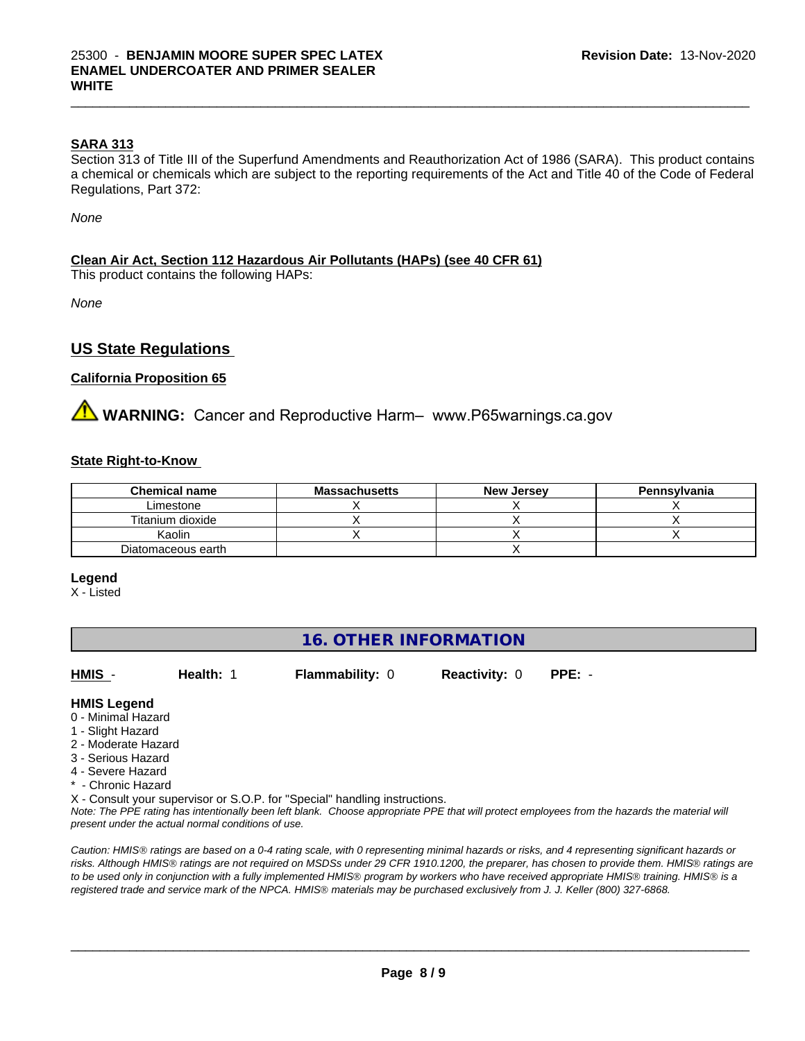**SARA 313**

Section 313 of Title III of the Superfund Amendments and Reauthorization Act of 1986 (SARA). This product contains a chemical or chemicals which are subject to the reporting requirements of the Act and Title 40 of the Code of Federal Regulations, Part 372:

*None*

**Clean Air Act, Section 112 Hazardous Air Pollutants (HAPs) (see 40 CFR 61)**

This product contains the following HAPs:

*None*

## US State Regulations

**California Proposition 65**

⚠ **WARNING:** Cancer and Reproductive Harm– www.P65warnings.ca.gov

**State Right-to-Know**

| Chemical name | Massachusetts | New Jersey | Pennsylvania |
|---|---|---|---|
| Limestone | X | X | X |
| Titanium dioxide | X | X | X |
| Kaolin | X | X | X |
| Diatomaceous earth | | X | |

**Legend**

X - Listed

## 16. OTHER INFORMATION

**HMIS** - **Health:** 1 **Flammability:** 0 **Reactivity:** 0 **PPE:** -

**HMIS Legend**

0 - Minimal Hazard
1 - Slight Hazard
2 - Moderate Hazard
3 - Serious Hazard
4 - Severe Hazard
* - Chronic Hazard
X - Consult your supervisor or S.O.P. for "Special" handling instructions.

*Note: The PPE rating has intentionally been left blank. Choose appropriate PPE that will protect employees from the hazards the material will present under the actual normal conditions of use.*

*Caution: HMIS® ratings are based on a 0-4 rating scale, with 0 representing minimal hazards or risks, and 4 representing significant hazards or risks. Although HMIS® ratings are not required on MSDSs under 29 CFR 1910.1200, the preparer, has chosen to provide them. HMIS® ratings are to be used only in conjunction with a fully implemented HMIS® program by workers who have received appropriate HMIS® training. HMIS® is a registered trade and service mark of the NPCA. HMIS® materials may be purchased exclusively from J. J. Keller (800) 327-6868.*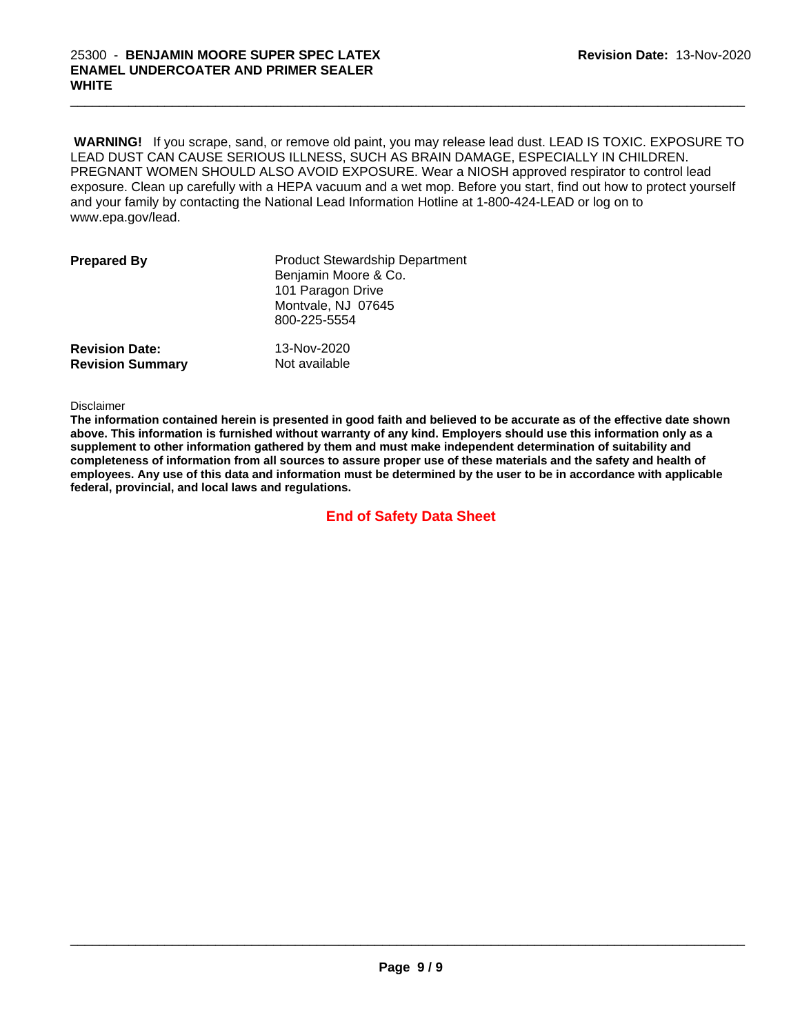**WARNING!** If you scrape, sand, or remove old paint, you may release lead dust. LEAD IS TOXIC. EXPOSURE TO LEAD DUST CAN CAUSE SERIOUS ILLNESS, SUCH AS BRAIN DAMAGE, ESPECIALLY IN CHILDREN. PREGNANT WOMEN SHOULD ALSO AVOID EXPOSURE. Wear a NIOSH approved respirator to control lead exposure. Clean up carefully with a HEPA vacuum and a wet mop. Before you start, find out how to protect yourself and your family by contacting the National Lead Information Hotline at 1-800-424-LEAD or log on to www.epa.gov/lead.

| | |
|---|---|
| **Prepared By** | Product Stewardship Department<br>Benjamin Moore & Co.<br>101 Paragon Drive<br>Montvale, NJ 07645<br>800-225-5554 |
| **Revision Date:** | 13-Nov-2020 |
| **Revision Summary** | Not available |

Disclaimer

**The information contained herein is presented in good faith and believed to be accurate as of the effective date shown above. This information is furnished without warranty of any kind. Employers should use this information only as a supplement to other information gathered by them and must make independent determination of suitability and completeness of information from all sources to assure proper use of these materials and the safety and health of employees. Any use of this data and information must be determined by the user to be in accordance with applicable federal, provincial, and local laws and regulations.**

**End of Safety Data Sheet**